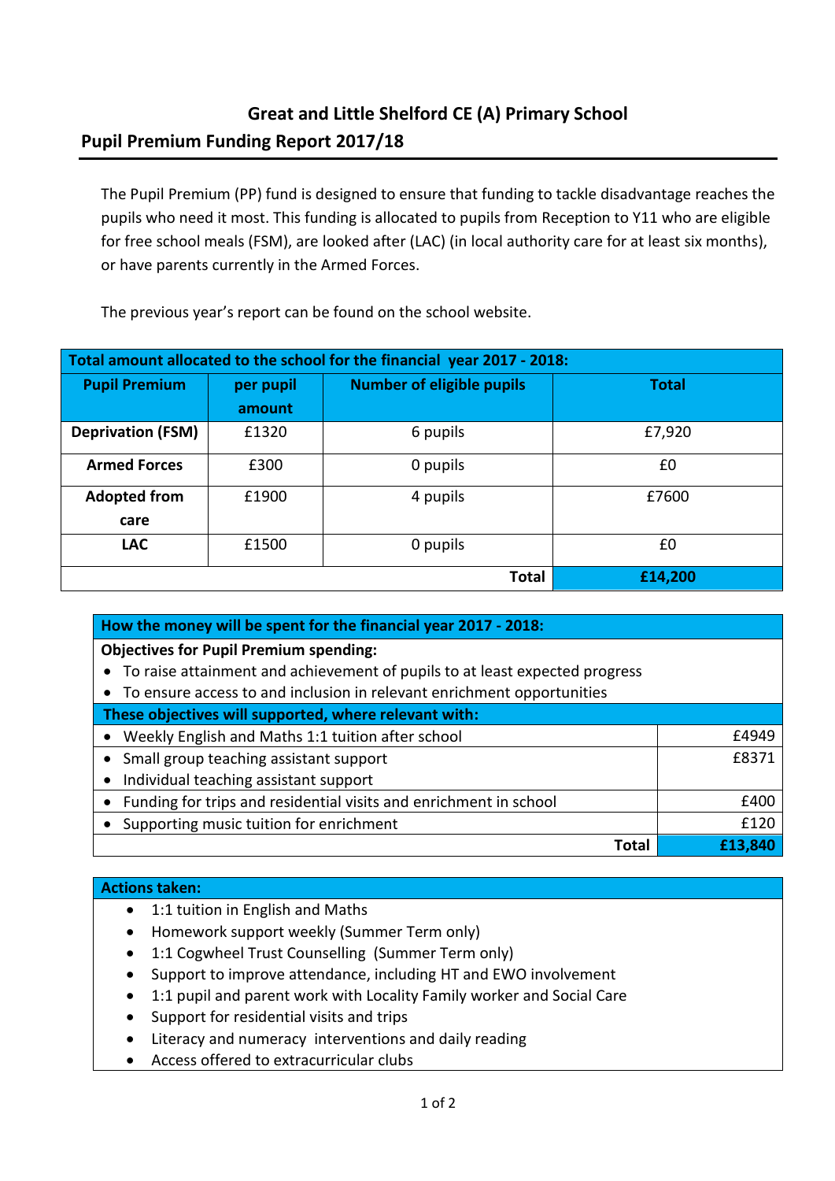# Great and Little Shelford CE (A) Primary School

## Pupil Premium Funding Report 2017/18

The Pupil Premium (PP) fund is designed to ensure that funding to tackle disadvantage reaches the pupils who need it most. This funding is allocated to pupils from Reception to Y11 who are eligible for free school meals (FSM), are looked after (LAC) (in local authority care for at least six months), or have parents currently in the Armed Forces.

The previous year's report can be found on the school website.

| **Total amount allocated to the school for the financial year 2017 - 2018:** | | | |
|---|---|---|---|
| **Pupil Premium** | **per pupil amount** | **Number of eligible pupils** | **Total** |
| **Deprivation (FSM)** | £1320 | 6 pupils | £7,920 |
| **Armed Forces** | £300 | 0 pupils | £0 |
| **Adopted from care** | £1900 | 4 pupils | £7600 |
| **LAC** | £1500 | 0 pupils | £0 |
| | | **Total** | **£14,200** |

| **How the money will be spent for the financial year 2017 - 2018:** | |
|---|---|
| **Objectives for Pupil Premium spending:**<br>• To raise attainment and achievement of pupils to at least expected progress<br>• To ensure access to and inclusion in relevant enrichment opportunities | |
| **These objectives will supported, where relevant with:** | |
| • Weekly English and Maths 1:1 tuition after school | £4949 |
| • Small group teaching assistant support<br>• Individual teaching assistant support | £8371 |
| • Funding for trips and residential visits and enrichment in school | £400 |
| • Supporting music tuition for enrichment | £120 |
| **Total** | **£13,840** |

**Actions taken:**

- 1:1 tuition in English and Maths
- Homework support weekly (Summer Term only)
- 1:1 Cogwheel Trust Counselling (Summer Term only)
- Support to improve attendance, including HT and EWO involvement
- 1:1 pupil and parent work with Locality Family worker and Social Care
- Support for residential visits and trips
- Literacy and numeracy interventions and daily reading
- Access offered to extracurricular clubs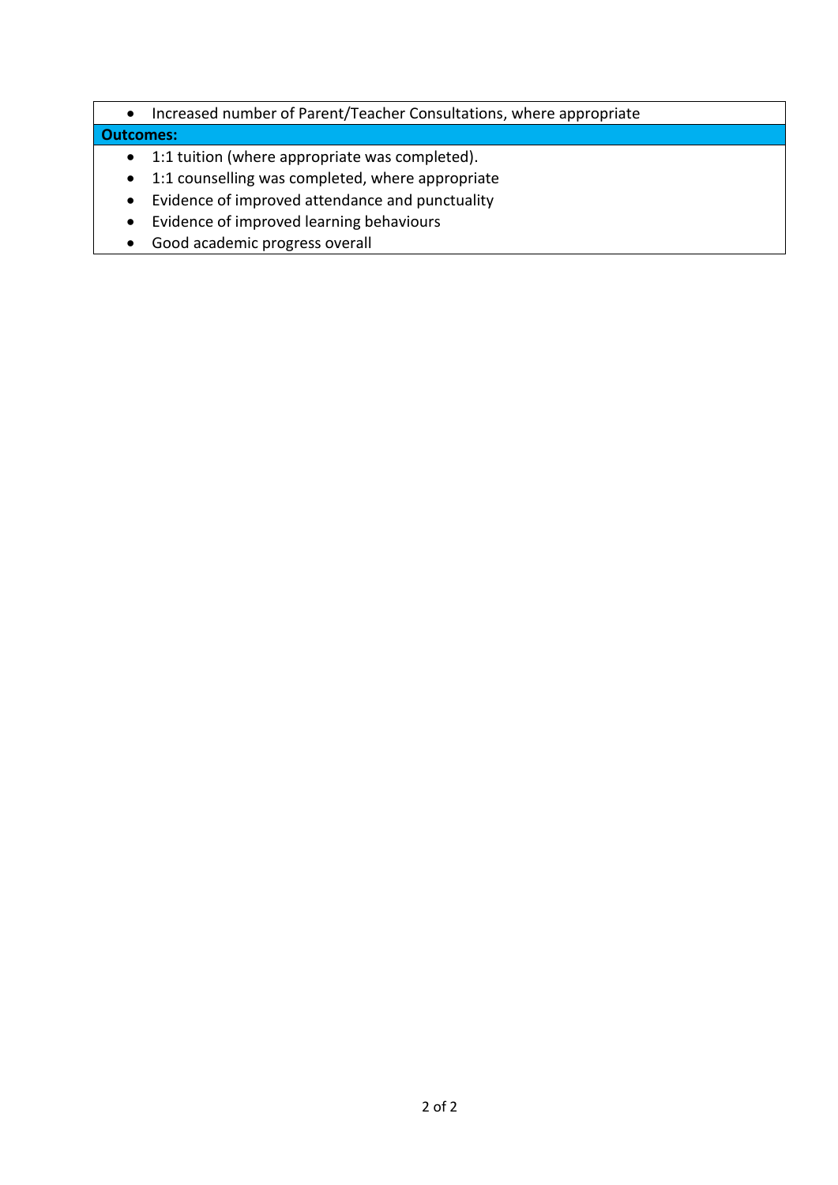- Increased number of Parent/Teacher Consultations, where appropriate

**Outcomes:**

- 1:1 tuition (where appropriate was completed).
- 1:1 counselling was completed, where appropriate
- Evidence of improved attendance and punctuality
- Evidence of improved learning behaviours
- Good academic progress overall